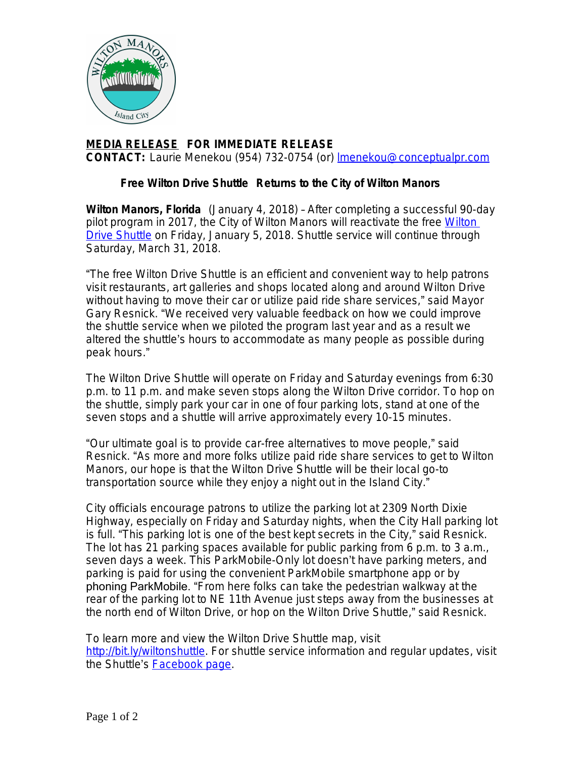**MEDIA RELEASE** **FOR IMMEDIATE RELEASE**
**CONTACT:** Laurie Menekou (954) 732-0754 (or) lmenekou@conceptualpr.com

## Free Wilton Drive Shuttle Returns to the City of Wilton Manors

**Wilton Manors, Florida** (January 4, 2018) – After completing a successful 90-day pilot program in 2017, the City of Wilton Manors will reactivate the free Wilton Drive Shuttle on Friday, January 5, 2018. Shuttle service will continue through Saturday, March 31, 2018.

"The free Wilton Drive Shuttle is an efficient and convenient way to help patrons visit restaurants, art galleries and shops located along and around Wilton Drive without having to move their car or utilize paid ride share services," said Mayor Gary Resnick. "We received very valuable feedback on how we could improve the shuttle service when we piloted the program last year and as a result we altered the shuttle's hours to accommodate as many people as possible during peak hours."

The Wilton Drive Shuttle will operate on Friday and Saturday evenings from 6:30 p.m. to 11 p.m. and make seven stops along the Wilton Drive corridor. To hop on the shuttle, simply park your car in one of four parking lots, stand at one of the seven stops and a shuttle will arrive approximately every 10-15 minutes.

"Our ultimate goal is to provide car-free alternatives to move people," said Resnick. "As more and more folks utilize paid ride share services to get to Wilton Manors, our hope is that the Wilton Drive Shuttle will be their local go-to transportation source while they enjoy a night out in the Island City."

City officials encourage patrons to utilize the parking lot at 2309 North Dixie Highway, especially on Friday and Saturday nights, when the City Hall parking lot is full. "This parking lot is one of the best kept secrets in the City," said Resnick. The lot has 21 parking spaces available for public parking from 6 p.m. to 3 a.m., seven days a week. This ParkMobile-Only lot doesn't have parking meters, and parking is paid for using the convenient ParkMobile smartphone app or by phoning ParkMobile. "From here folks can take the pedestrian walkway at the rear of the parking lot to NE 11th Avenue just steps away from the businesses at the north end of Wilton Drive, or hop on the Wilton Drive Shuttle," said Resnick.

To learn more and view the Wilton Drive Shuttle map, visit http://bit.ly/wiltonshuttle. For shuttle service information and regular updates, visit the Shuttle's Facebook page.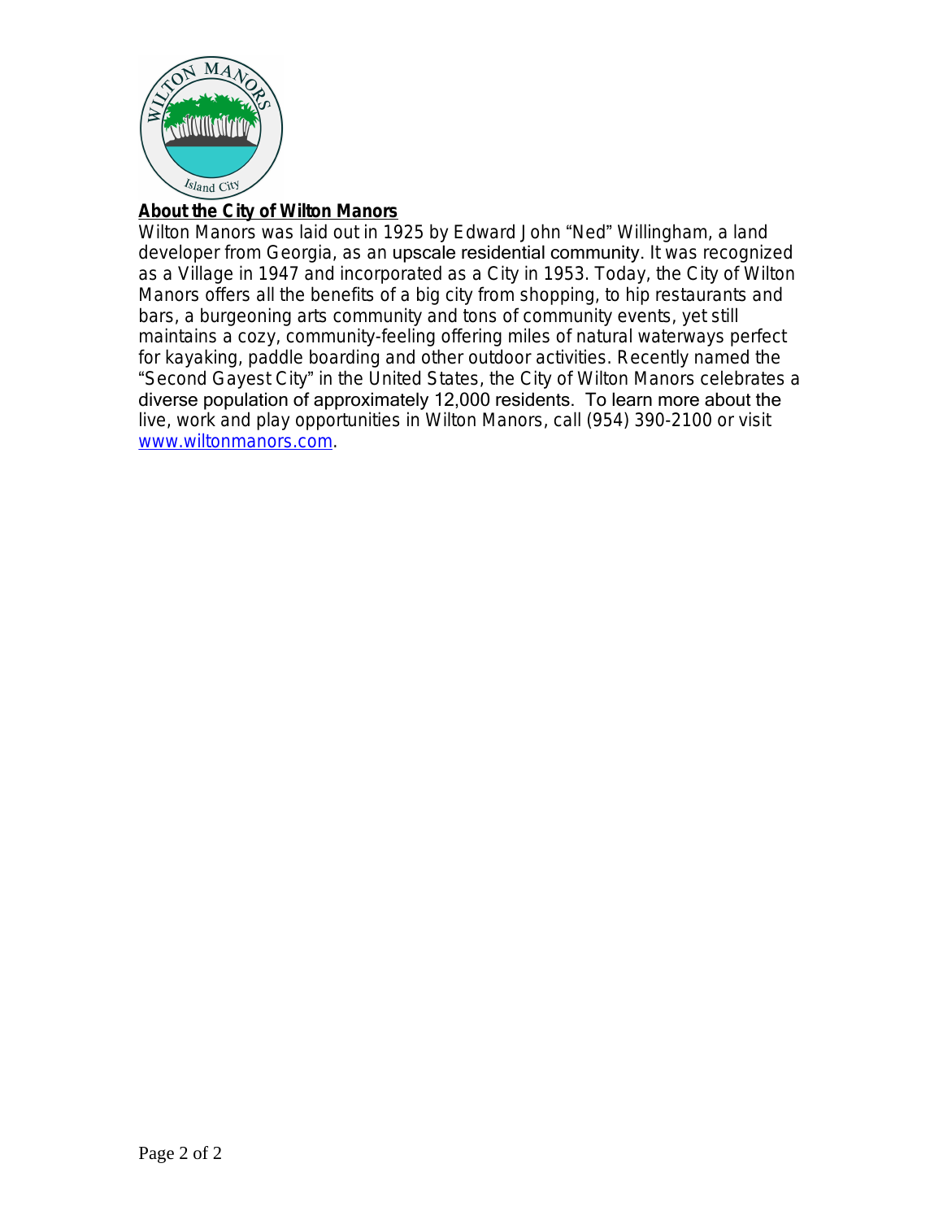**About the City of Wilton Manors**

Wilton Manors was laid out in 1925 by Edward John "Ned" Willingham, a land developer from Georgia, as an upscale residential community. It was recognized as a Village in 1947 and incorporated as a City in 1953. Today, the City of Wilton Manors offers all the benefits of a big city from shopping, to hip restaurants and bars, a burgeoning arts community and tons of community events, yet still maintains a cozy, community-feeling offering miles of natural waterways perfect for kayaking, paddle boarding and other outdoor activities. Recently named the "Second Gayest City" in the United States, the City of Wilton Manors celebrates a diverse population of approximately 12,000 residents. To learn more about the live, work and play opportunities in Wilton Manors, call (954) 390-2100 or visit www.wiltonmanors.com.